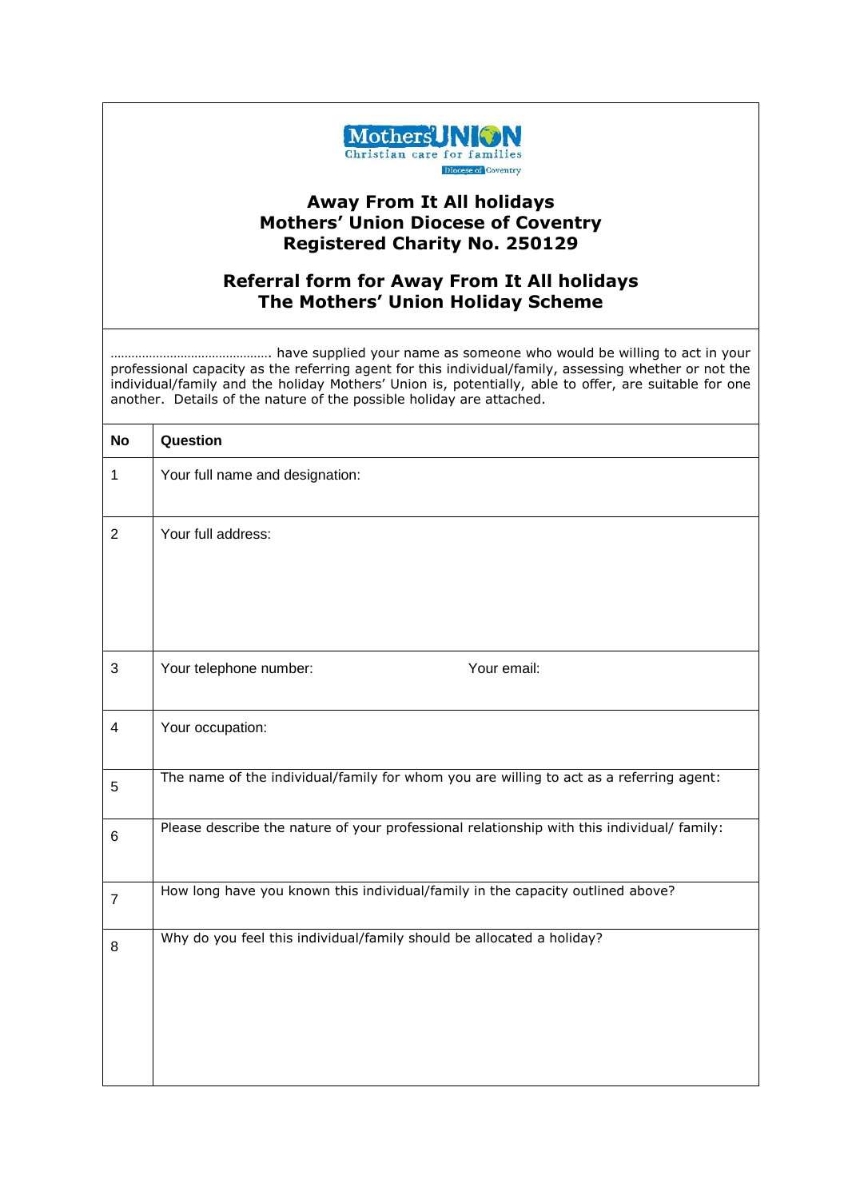Mothers' UNION
Christian care for families
Diocese of Coventry

## Away From It All holidays
## Mothers' Union Diocese of Coventry
## Registered Charity No. 250129

## Referral form for Away From It All holidays
## The Mothers' Union Holiday Scheme

………………………………………. have supplied your name as someone who would be willing to act in your professional capacity as the referring agent for this individual/family, assessing whether or not the individual/family and the holiday Mothers' Union is, potentially, able to offer, are suitable for one another. Details of the nature of the possible holiday are attached.

| No | Question |
| --- | --- |
| 1 | Your full name and designation: |
| 2 | Your full address: |
| 3 | Your telephone number: Your email: |
| 4 | Your occupation: |
| 5 | The name of the individual/family for whom you are willing to act as a referring agent: |
| 6 | Please describe the nature of your professional relationship with this individual/ family: |
| 7 | How long have you known this individual/family in the capacity outlined above? |
| 8 | Why do you feel this individual/family should be allocated a holiday? |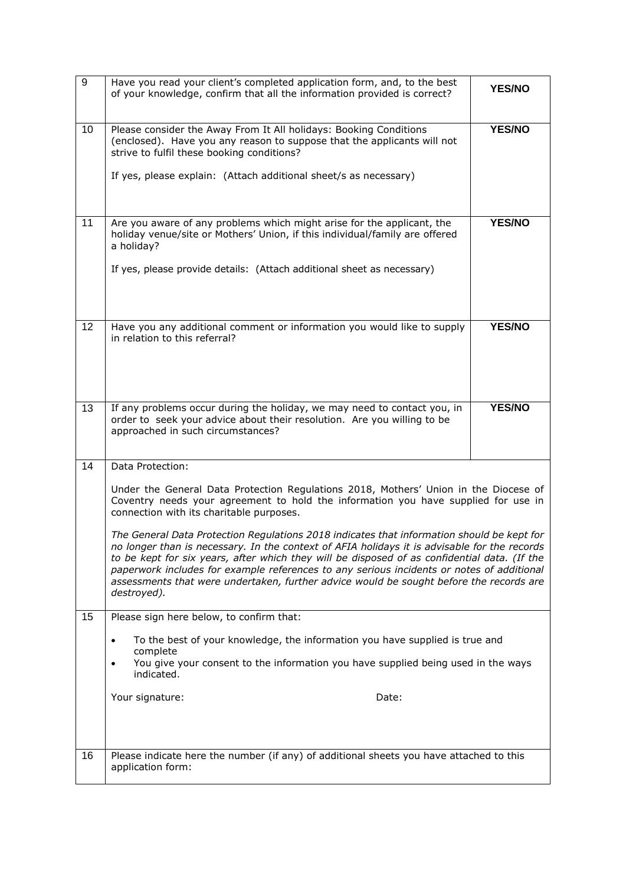| | | |
|---|---|---|
| 9 | Have you read your client's completed application form, and, to the best of your knowledge, confirm that all the information provided is correct? | **YES/NO** |
| 10 | Please consider the Away From It All holidays: Booking Conditions (enclosed). Have you any reason to suppose that the applicants will not strive to fulfil these booking conditions?<br><br>If yes, please explain: (Attach additional sheet/s as necessary) | **YES/NO** |
| 11 | Are you aware of any problems which might arise for the applicant, the holiday venue/site or Mothers' Union, if this individual/family are offered a holiday?<br><br>If yes, please provide details: (Attach additional sheet as necessary) | **YES/NO** |
| 12 | Have you any additional comment or information you would like to supply in relation to this referral? | **YES/NO** |
| 13 | If any problems occur during the holiday, we may need to contact you, in order to seek your advice about their resolution. Are you willing to be approached in such circumstances? | **YES/NO** |
| 14 | Data Protection:<br><br>Under the General Data Protection Regulations 2018, Mothers' Union in the Diocese of Coventry needs your agreement to hold the information you have supplied for use in connection with its charitable purposes.<br><br>*The General Data Protection Regulations 2018 indicates that information should be kept for no longer than is necessary. In the context of AFIA holidays it is advisable for the records to be kept for six years, after which they will be disposed of as confidential data. (If the paperwork includes for example references to any serious incidents or notes of additional assessments that were undertaken, further advice would be sought before the records are destroyed).* | |
| 15 | Please sign here below, to confirm that:<br><br>• To the best of your knowledge, the information you have supplied is true and complete<br>• You give your consent to the information you have supplied being used in the ways indicated.<br><br>Your signature: Date: | |
| 16 | Please indicate here the number (if any) of additional sheets you have attached to this application form: | |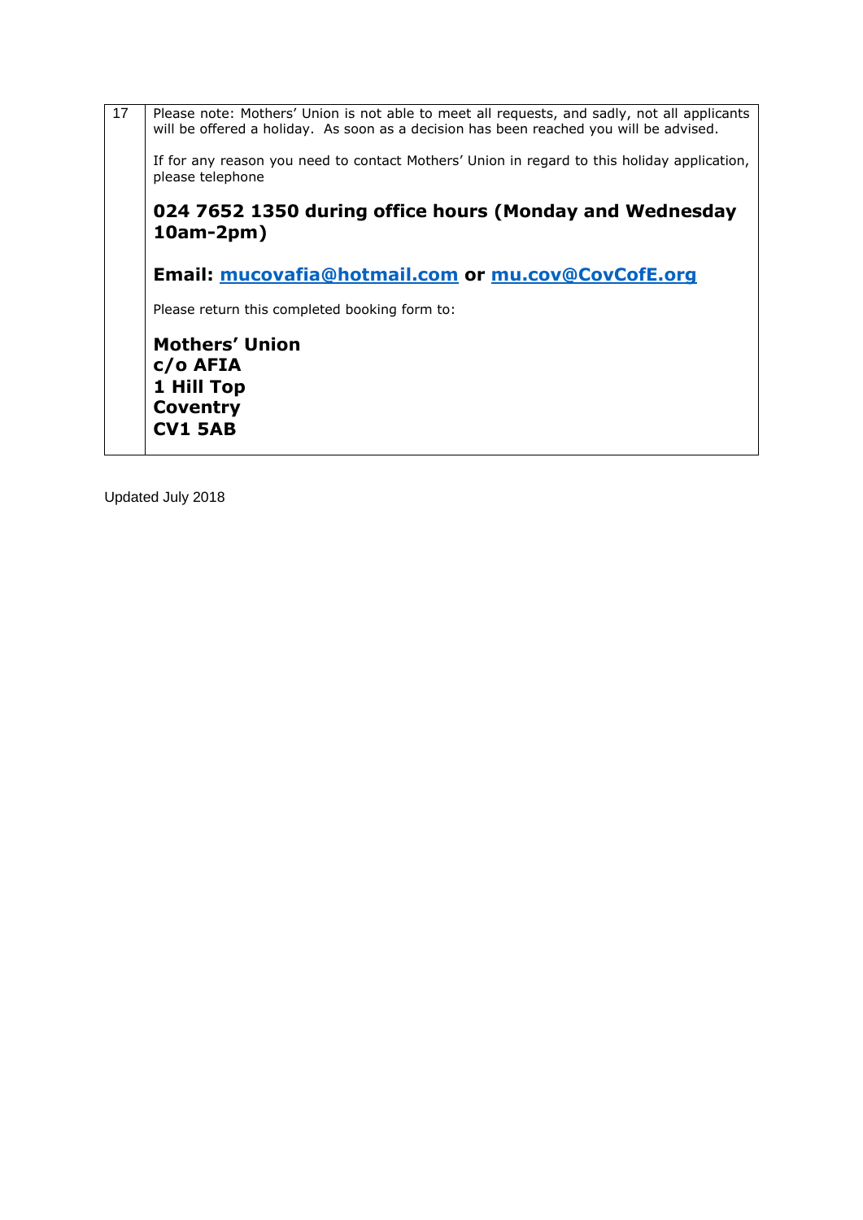| | |
|---|---|
| 17 | Please note: Mothers' Union is not able to meet all requests, and sadly, not all applicants will be offered a holiday. As soon as a decision has been reached you will be advised.<br><br>If for any reason you need to contact Mothers' Union in regard to this holiday application, please telephone<br><br>**024 7652 1350 during office hours (Monday and Wednesday 10am-2pm)**<br><br>**Email: mucovafia@hotmail.com or mu.cov@CovCofE.org**<br><br>Please return this completed booking form to:<br><br>**Mothers' Union**<br>**c/o AFIA**<br>**1 Hill Top**<br>**Coventry**<br>**CV1 5AB** |

Updated July 2018